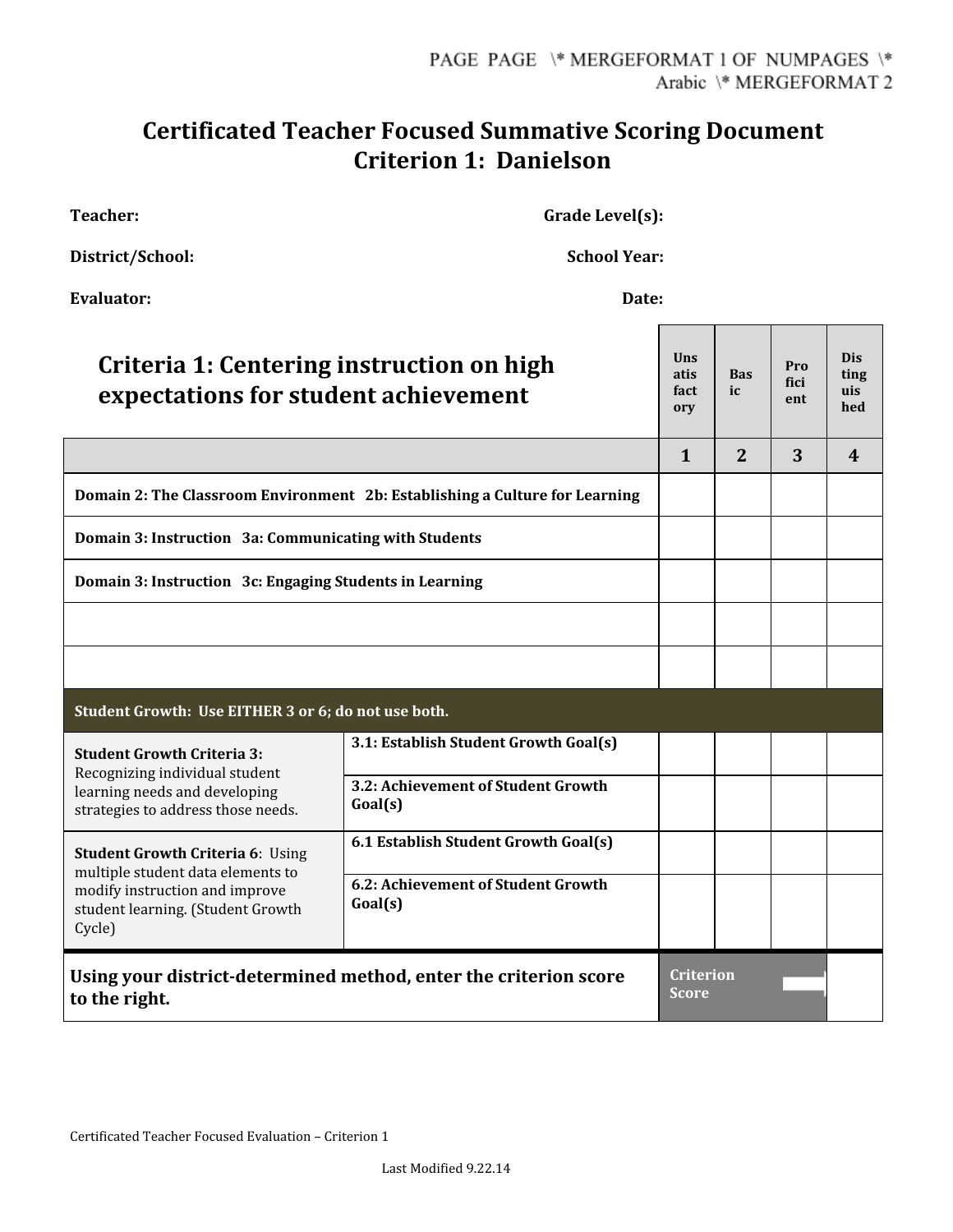# Certificated Teacher Focused Summative Scoring Document
# Criterion 1: Danielson

**Teacher:** **Grade Level(s):**

**District/School:** **School Year:**

**Evaluator:** **Date:**

| **Criteria 1: Centering instruction on high expectations for student achievement** | | **Unsatisfactory** | **Basic** | **Proficient** | **Distinguished** |
|---|---|---|---|---|---|
| | | **1** | **2** | **3** | **4** |
| **Domain 2: The Classroom Environment 2b: Establishing a Culture for Learning** | | | | | |
| **Domain 3: Instruction 3a: Communicating with Students** | | | | | |
| **Domain 3: Instruction 3c: Engaging Students in Learning** | | | | | |
| | | | | | |
| | | | | | |
| **Student Growth: Use EITHER 3 or 6; do not use both.** | | | | | |
| **Student Growth Criteria 3:** Recognizing individual student learning needs and developing strategies to address those needs. | **3.1: Establish Student Growth Goal(s)** | | | | |
| | **3.2: Achievement of Student Growth Goal(s)** | | | | |
| **Student Growth Criteria 6**: Using multiple student data elements to modify instruction and improve student learning. (Student Growth Cycle) | **6.1 Establish Student Growth Goal(s)** | | | | |
| | **6.2: Achievement of Student Growth Goal(s)** | | | | |
| **Using your district-determined method, enter the criterion score to the right.** | | **Criterion Score** | | | |

Certificated Teacher Focused Evaluation – Criterion 1

Last Modified 9.22.14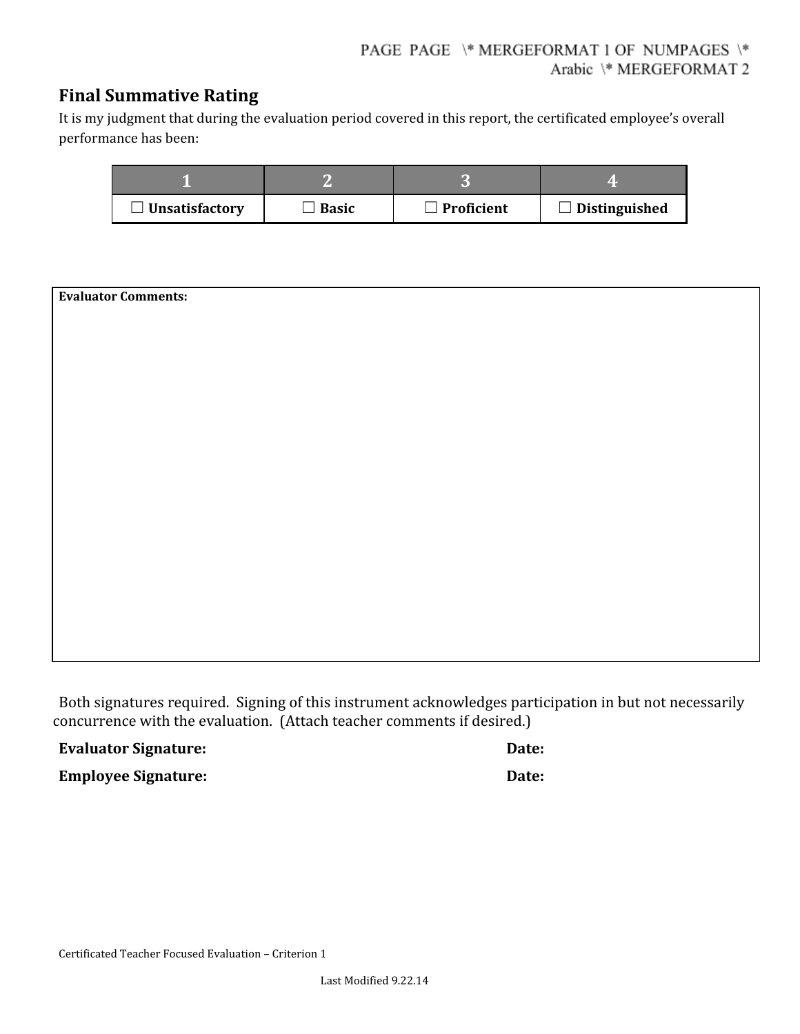## Final Summative Rating

It is my judgment that during the evaluation period covered in this report, the certificated employee's overall performance has been:

| 1 | 2 | 3 | 4 |
|---|---|---|---|
| ☐ **Unsatisfactory** | ☐ **Basic** | ☐ **Proficient** | ☐ **Distinguished** |

| **Evaluator Comments:** |
|---|
| |

Both signatures required. Signing of this instrument acknowledges participation in but not necessarily concurrence with the evaluation. (Attach teacher comments if desired.)

**Evaluator Signature:** **Date:**

**Employee Signature:** **Date:**

Certificated Teacher Focused Evaluation – Criterion 1

Last Modified 9.22.14